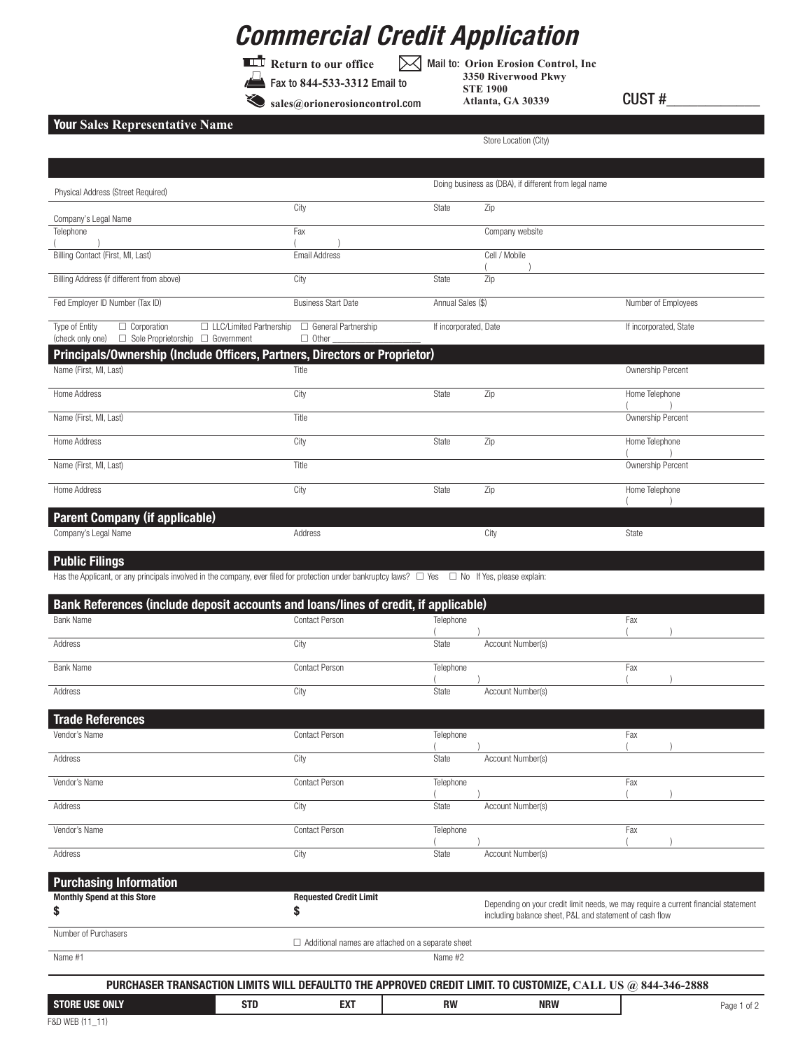# Commercial Credit Application

Return to our office

Fax to **844-533-3312** Email to **sales@orionerosioncontrol.com**

Mail to: **Orion Erosion Control, Inc**
**3350 Riverwood Pkwy**
**STE 1900**
**Atlanta, GA 30339**

CUST #______________

## Your Sales Representative Name

Store Location (City)

| | | | | |
|---|---|---|---|---|
| Physical Address (Street Required) | | Doing business as (DBA), if different from legal name | | |
| Company's Legal Name | City | State | Zip | |
| Telephone ( ) | Fax ( ) | | Company website | |
| Billing Contact (First, MI, Last) | Email Address | | Cell / Mobile ( ) | |
| Billing Address (if different from above) | City | State | Zip | |
| Fed Employer ID Number (Tax ID) | Business Start Date | Annual Sales ($) | | Number of Employees |
| Type of Entity (check only one) ☐ Corporation ☐ LLC/Limited Partnership ☐ Sole Proprietorship ☐ Government | ☐ General Partnership ☐ Other ____________ | If incorporated, Date | | If incorporated, State |

## Principals/Ownership (Include Officers, Partners, Directors or Proprietor)

| | | | | |
|---|---|---|---|---|
| Name (First, MI, Last) | Title | | | Ownership Percent |
| Home Address | City | State | Zip | Home Telephone ( ) |
| Name (First, MI, Last) | Title | | | Ownership Percent |
| Home Address | City | State | Zip | Home Telephone ( ) |
| Name (First, MI, Last) | Title | | | Ownership Percent |
| Home Address | City | State | Zip | Home Telephone ( ) |

## Parent Company (if applicable)

| | | | |
|---|---|---|---|
| Company's Legal Name | Address | City | State |

## Public Filings

Has the Applicant, or any principals involved in the company, ever filed for protection under bankruptcy laws? ☐ Yes ☐ No If Yes, please explain:

## Bank References (include deposit accounts and loans/lines of credit, if applicable)

| | | | | |
|---|---|---|---|---|
| Bank Name | Contact Person | Telephone ( ) | | Fax ( ) |
| Address | City | State | Account Number(s) | |
| Bank Name | Contact Person | Telephone ( ) | | Fax ( ) |
| Address | City | State | Account Number(s) | |

## Trade References

| | | | | |
|---|---|---|---|---|
| Vendor's Name | Contact Person | Telephone ( ) | | Fax ( ) |
| Address | City | State | Account Number(s) | |
| Vendor's Name | Contact Person | Telephone ( ) | | Fax ( ) |
| Address | City | State | Account Number(s) | |
| Vendor's Name | Contact Person | Telephone ( ) | | Fax ( ) |
| Address | City | State | Account Number(s) | |

## Purchasing Information

| | | |
|---|---|---|
| **Monthly Spend at this Store** **$** | **Requested Credit Limit** **$** | Depending on your credit limit needs, we may require a current financial statement including balance sheet, P&L and statement of cash flow |
| Number of Purchasers | ☐ Additional names are attached on a separate sheet | |
| Name #1 | | Name #2 |

**PURCHASER TRANSACTION LIMITS WILL DEFAULTTO THE APPROVED CREDIT LIMIT. TO CUSTOMIZE, CALL US @ 844-346-2888**

| STORE USE ONLY | STD | EXT | RW | NRW |
|---|---|---|---|---|

F&D WEB (11_11)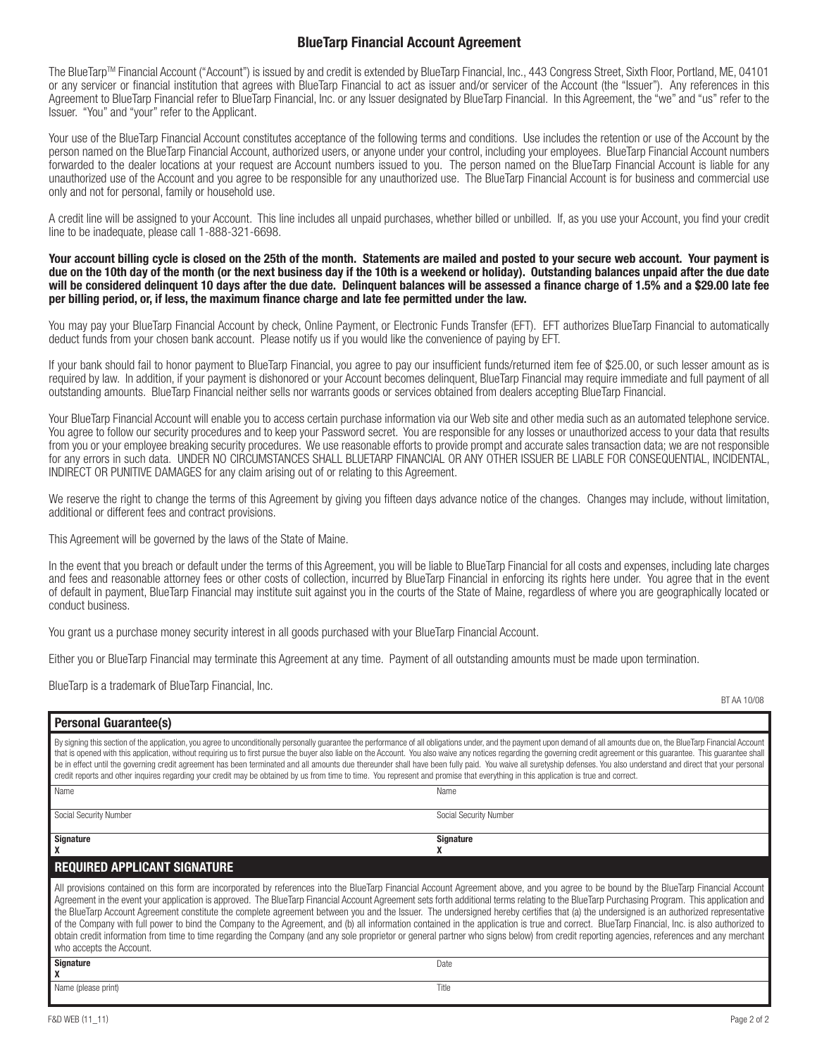# BlueTarp Financial Account Agreement

The BlueTarp™ Financial Account ("Account") is issued by and credit is extended by BlueTarp Financial, Inc., 443 Congress Street, Sixth Floor, Portland, ME, 04101 or any servicer or financial institution that agrees with BlueTarp Financial to act as issuer and/or servicer of the Account (the "Issuer"). Any references in this Agreement to BlueTarp Financial refer to BlueTarp Financial, Inc. or any Issuer designated by BlueTarp Financial. In this Agreement, the "we" and "us" refer to the Issuer. "You" and "your" refer to the Applicant.

Your use of the BlueTarp Financial Account constitutes acceptance of the following terms and conditions. Use includes the retention or use of the Account by the person named on the BlueTarp Financial Account, authorized users, or anyone under your control, including your employees. BlueTarp Financial Account numbers forwarded to the dealer locations at your request are Account numbers issued to you. The person named on the BlueTarp Financial Account is liable for any unauthorized use of the Account and you agree to be responsible for any unauthorized use. The BlueTarp Financial Account is for business and commercial use only and not for personal, family or household use.

A credit line will be assigned to your Account. This line includes all unpaid purchases, whether billed or unbilled. If, as you use your Account, you find your credit line to be inadequate, please call 1-888-321-6698.

**Your account billing cycle is closed on the 25th of the month. Statements are mailed and posted to your secure web account. Your payment is due on the 10th day of the month (or the next business day if the 10th is a weekend or holiday). Outstanding balances unpaid after the due date will be considered delinquent 10 days after the due date. Delinquent balances will be assessed a finance charge of 1.5% and a $29.00 late fee per billing period, or, if less, the maximum finance charge and late fee permitted under the law.**

You may pay your BlueTarp Financial Account by check, Online Payment, or Electronic Funds Transfer (EFT). EFT authorizes BlueTarp Financial to automatically deduct funds from your chosen bank account. Please notify us if you would like the convenience of paying by EFT.

If your bank should fail to honor payment to BlueTarp Financial, you agree to pay our insufficient funds/returned item fee of $25.00, or such lesser amount as is required by law. In addition, if your payment is dishonored or your Account becomes delinquent, BlueTarp Financial may require immediate and full payment of all outstanding amounts. BlueTarp Financial neither sells nor warrants goods or services obtained from dealers accepting BlueTarp Financial.

Your BlueTarp Financial Account will enable you to access certain purchase information via our Web site and other media such as an automated telephone service. You agree to follow our security procedures and to keep your Password secret. You are responsible for any losses or unauthorized access to your data that results from you or your employee breaking security procedures. We use reasonable efforts to provide prompt and accurate sales transaction data; we are not responsible for any errors in such data. UNDER NO CIRCUMSTANCES SHALL BLUETARP FINANCIAL OR ANY OTHER ISSUER BE LIABLE FOR CONSEQUENTIAL, INCIDENTAL, INDIRECT OR PUNITIVE DAMAGES for any claim arising out of or relating to this Agreement.

We reserve the right to change the terms of this Agreement by giving you fifteen days advance notice of the changes. Changes may include, without limitation, additional or different fees and contract provisions.

This Agreement will be governed by the laws of the State of Maine.

In the event that you breach or default under the terms of this Agreement, you will be liable to BlueTarp Financial for all costs and expenses, including late charges and fees and reasonable attorney fees or other costs of collection, incurred by BlueTarp Financial in enforcing its rights here under. You agree that in the event of default in payment, BlueTarp Financial may institute suit against you in the courts of the State of Maine, regardless of where you are geographically located or conduct business.

You grant us a purchase money security interest in all goods purchased with your BlueTarp Financial Account.

Either you or BlueTarp Financial may terminate this Agreement at any time. Payment of all outstanding amounts must be made upon termination.

BlueTarp is a trademark of BlueTarp Financial, Inc.

BT AA 10/08

## Personal Guarantee(s)

By signing this section of the application, you agree to unconditionally personally guarantee the performance of all obligations under, and the payment upon demand of all amounts due on, the BlueTarp Financial Account that is opened with this application, without requiring us to first pursue the buyer also liable on the Account. You also waive any notices regarding the governing credit agreement or this guarantee. This guarantee shall be in effect until the governing credit agreement has been terminated and all amounts due thereunder shall have been fully paid. You waive all suretyship defenses. You also understand and direct that your personal credit reports and other inquires regarding your credit may be obtained by us from time to time. You represent and promise that everything in this application is true and correct.

| | |
|---|---|
| Name | Name |
| Social Security Number | Social Security Number |
| **Signature** X | **Signature** X |

## REQUIRED APPLICANT SIGNATURE

All provisions contained on this form are incorporated by references into the BlueTarp Financial Account Agreement above, and you agree to be bound by the BlueTarp Financial Account Agreement in the event your application is approved. The BlueTarp Financial Account Agreement sets forth additional terms relating to the BlueTarp Purchasing Program. This application and the BlueTarp Account Agreement constitute the complete agreement between you and the Issuer. The undersigned hereby certifies that (a) the undersigned is an authorized representative of the Company with full power to bind the Company to the Agreement, and (b) all information contained in the application is true and correct. BlueTarp Financial, Inc. is also authorized to obtain credit information from time to time regarding the Company (and any sole proprietor or general partner who signs below) from credit reporting agencies, references and any merchant who accepts the Account.

| | |
|---|---|
| **Signature** X | Date |
| Name (please print) | Title |

F&D WEB (11_11)